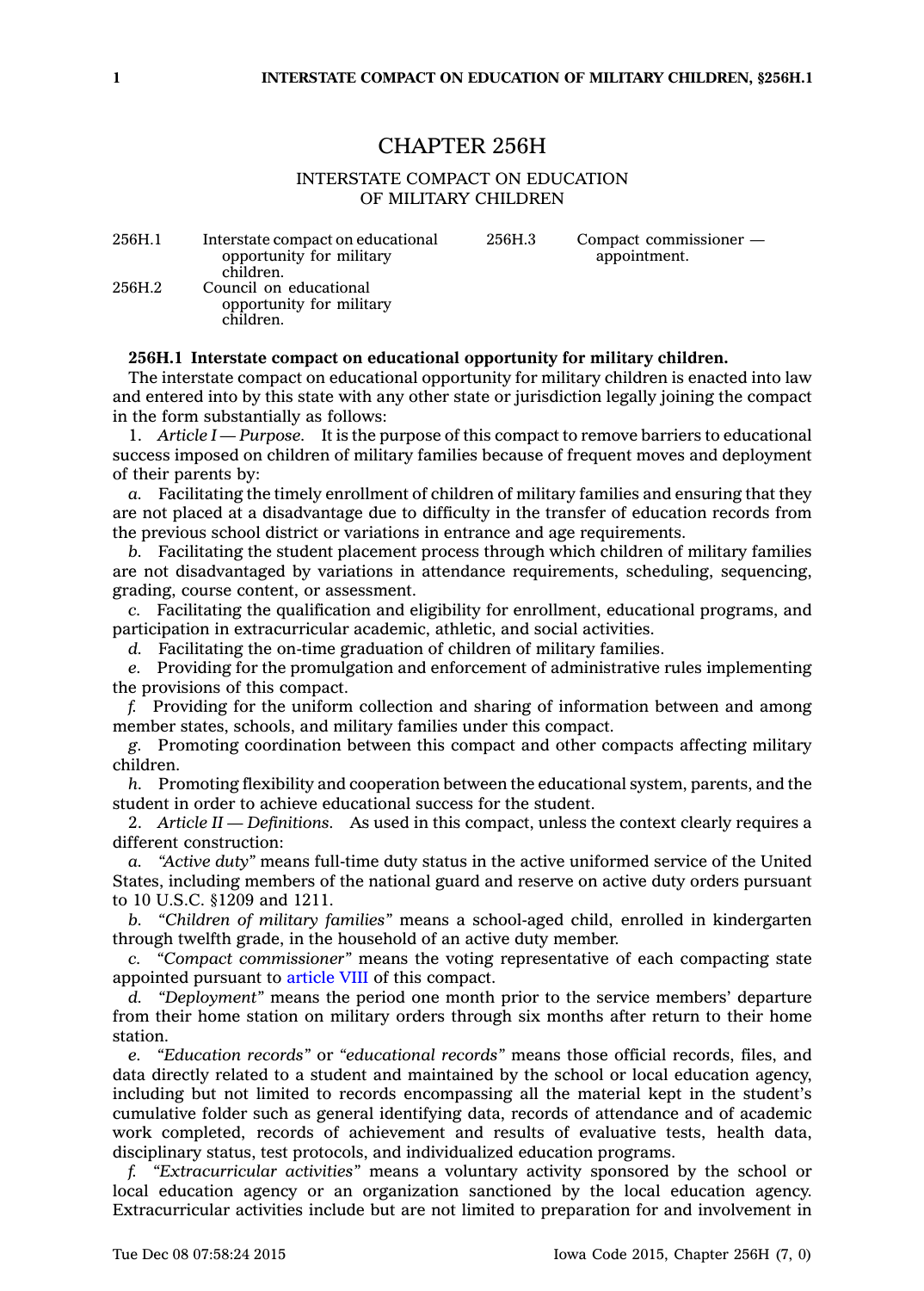# CHAPTER 256H

## INTERSTATE COMPACT ON EDUCATION OF MILITARY CHILDREN

| | | | |
|---|---|---|---|
| 256H.1 | Interstate compact on educational opportunity for military children. | 256H.3 | Compact commissioner — appointment. |
| 256H.2 | Council on educational opportunity for military children. | | |

**256H.1 Interstate compact on educational opportunity for military children.**

The interstate compact on educational opportunity for military children is enacted into law and entered into by this state with any other state or jurisdiction legally joining the compact in the form substantially as follows:

1. *Article I — Purpose.* It is the purpose of this compact to remove barriers to educational success imposed on children of military families because of frequent moves and deployment of their parents by:

*a.* Facilitating the timely enrollment of children of military families and ensuring that they are not placed at a disadvantage due to difficulty in the transfer of education records from the previous school district or variations in entrance and age requirements.

*b.* Facilitating the student placement process through which children of military families are not disadvantaged by variations in attendance requirements, scheduling, sequencing, grading, course content, or assessment.

*c.* Facilitating the qualification and eligibility for enrollment, educational programs, and participation in extracurricular academic, athletic, and social activities.

*d.* Facilitating the on-time graduation of children of military families.

*e.* Providing for the promulgation and enforcement of administrative rules implementing the provisions of this compact.

*f.* Providing for the uniform collection and sharing of information between and among member states, schools, and military families under this compact.

*g.* Promoting coordination between this compact and other compacts affecting military children.

*h.* Promoting flexibility and cooperation between the educational system, parents, and the student in order to achieve educational success for the student.

2. *Article II — Definitions.* As used in this compact, unless the context clearly requires a different construction:

*a.* *"Active duty"* means full-time duty status in the active uniformed service of the United States, including members of the national guard and reserve on active duty orders pursuant to 10 U.S.C. §1209 and 1211.

*b.* *"Children of military families"* means a school-aged child, enrolled in kindergarten through twelfth grade, in the household of an active duty member.

*c.* *"Compact commissioner"* means the voting representative of each compacting state appointed pursuant to article VIII of this compact.

*d.* *"Deployment"* means the period one month prior to the service members' departure from their home station on military orders through six months after return to their home station.

*e.* *"Education records"* or *"educational records"* means those official records, files, and data directly related to a student and maintained by the school or local education agency, including but not limited to records encompassing all the material kept in the student's cumulative folder such as general identifying data, records of attendance and of academic work completed, records of achievement and results of evaluative tests, health data, disciplinary status, test protocols, and individualized education programs.

*f.* *"Extracurricular activities"* means a voluntary activity sponsored by the school or local education agency or an organization sanctioned by the local education agency. Extracurricular activities include but are not limited to preparation for and involvement in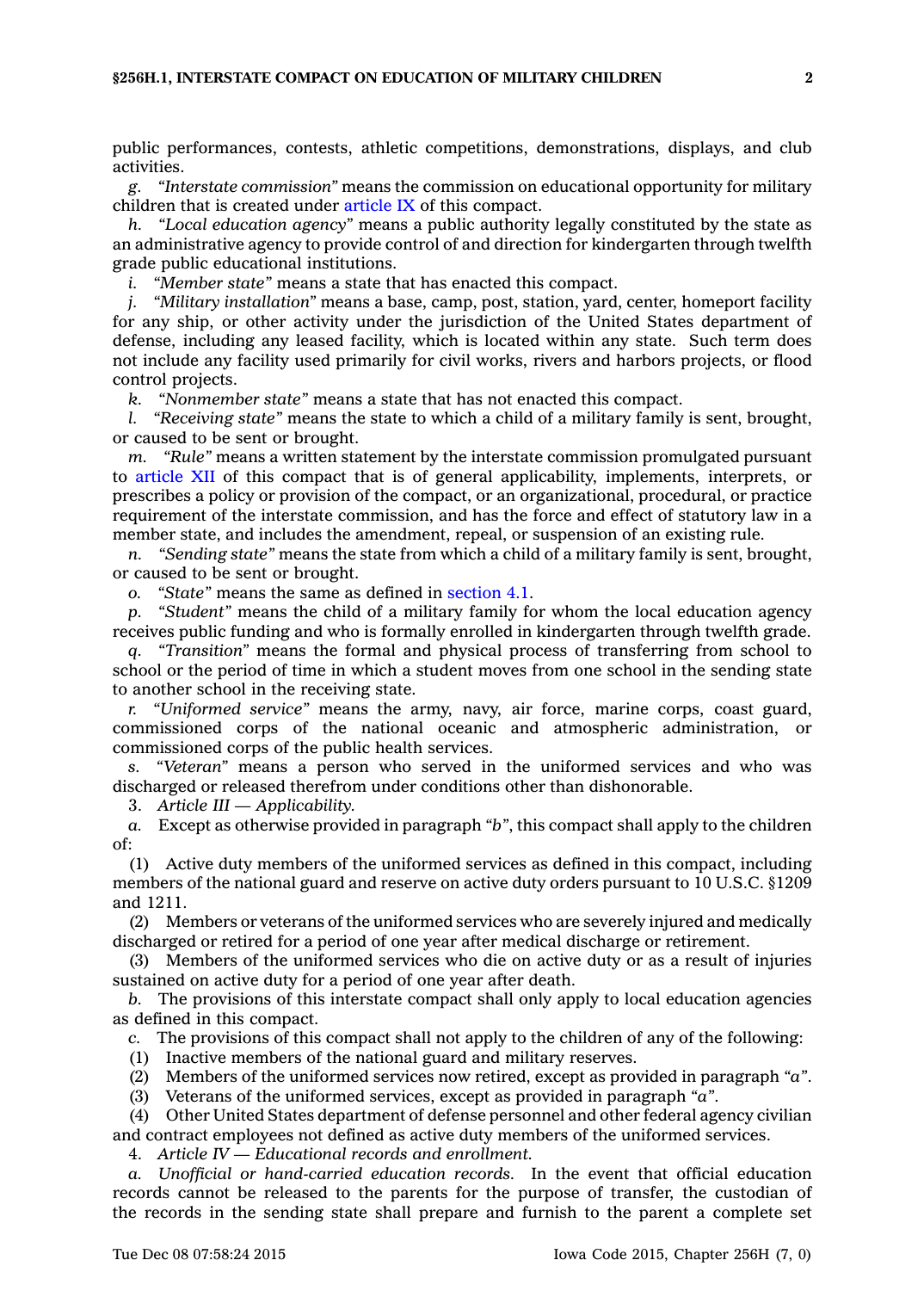public performances, contests, athletic competitions, demonstrations, displays, and club activities.

*g. "Interstate commission"* means the commission on educational opportunity for military children that is created under article IX of this compact.

*h. "Local education agency"* means a public authority legally constituted by the state as an administrative agency to provide control of and direction for kindergarten through twelfth grade public educational institutions.

*i. "Member state"* means a state that has enacted this compact.

*j. "Military installation"* means a base, camp, post, station, yard, center, homeport facility for any ship, or other activity under the jurisdiction of the United States department of defense, including any leased facility, which is located within any state. Such term does not include any facility used primarily for civil works, rivers and harbors projects, or flood control projects.

*k. "Nonmember state"* means a state that has not enacted this compact.

*l. "Receiving state"* means the state to which a child of a military family is sent, brought, or caused to be sent or brought.

*m. "Rule"* means a written statement by the interstate commission promulgated pursuant to article XII of this compact that is of general applicability, implements, interprets, or prescribes a policy or provision of the compact, or an organizational, procedural, or practice requirement of the interstate commission, and has the force and effect of statutory law in a member state, and includes the amendment, repeal, or suspension of an existing rule.

*n. "Sending state"* means the state from which a child of a military family is sent, brought, or caused to be sent or brought.

*o. "State"* means the same as defined in section 4.1.

*p. "Student"* means the child of a military family for whom the local education agency receives public funding and who is formally enrolled in kindergarten through twelfth grade.

*q. "Transition"* means the formal and physical process of transferring from school to school or the period of time in which a student moves from one school in the sending state to another school in the receiving state.

*r. "Uniformed service"* means the army, navy, air force, marine corps, coast guard, commissioned corps of the national oceanic and atmospheric administration, or commissioned corps of the public health services.

*s. "Veteran"* means a person who served in the uniformed services and who was discharged or released therefrom under conditions other than dishonorable.

3. *Article III — Applicability.*

*a.* Except as otherwise provided in paragraph *"b"*, this compact shall apply to the children of:

(1) Active duty members of the uniformed services as defined in this compact, including members of the national guard and reserve on active duty orders pursuant to 10 U.S.C. §1209 and 1211.

(2) Members or veterans of the uniformed services who are severely injured and medically discharged or retired for a period of one year after medical discharge or retirement.

(3) Members of the uniformed services who die on active duty or as a result of injuries sustained on active duty for a period of one year after death.

*b.* The provisions of this interstate compact shall only apply to local education agencies as defined in this compact.

*c.* The provisions of this compact shall not apply to the children of any of the following:

(1) Inactive members of the national guard and military reserves.

(2) Members of the uniformed services now retired, except as provided in paragraph *"a"*.

(3) Veterans of the uniformed services, except as provided in paragraph *"a"*.

(4) Other United States department of defense personnel and other federal agency civilian and contract employees not defined as active duty members of the uniformed services.

4. *Article IV — Educational records and enrollment.*

*a. Unofficial or hand-carried education records.* In the event that official education records cannot be released to the parents for the purpose of transfer, the custodian of the records in the sending state shall prepare and furnish to the parent a complete set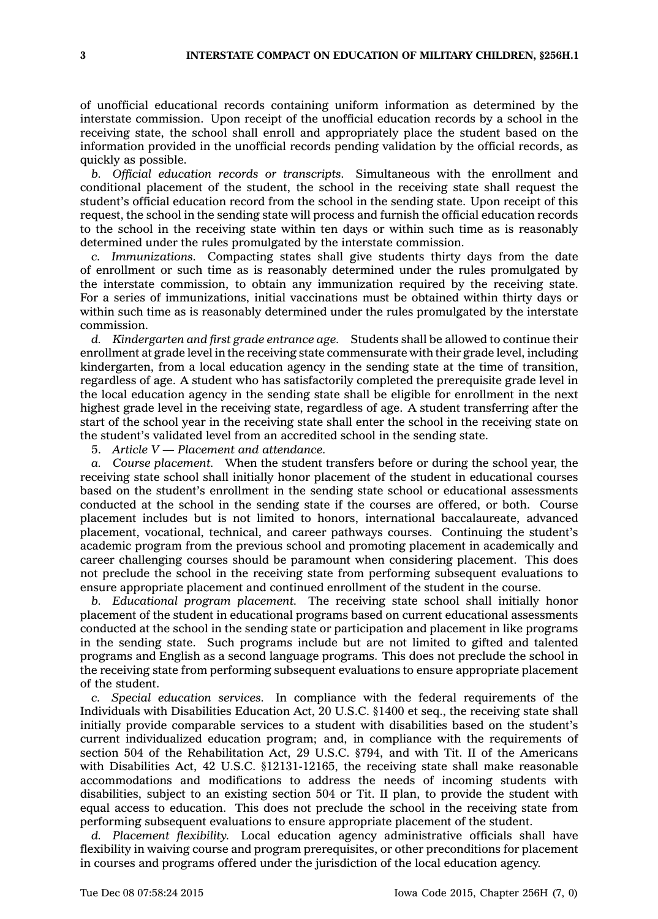of unofficial educational records containing uniform information as determined by the interstate commission. Upon receipt of the unofficial education records by a school in the receiving state, the school shall enroll and appropriately place the student based on the information provided in the unofficial records pending validation by the official records, as quickly as possible.

*b. Official education records or transcripts.* Simultaneous with the enrollment and conditional placement of the student, the school in the receiving state shall request the student's official education record from the school in the sending state. Upon receipt of this request, the school in the sending state will process and furnish the official education records to the school in the receiving state within ten days or within such time as is reasonably determined under the rules promulgated by the interstate commission.

*c. Immunizations.* Compacting states shall give students thirty days from the date of enrollment or such time as is reasonably determined under the rules promulgated by the interstate commission, to obtain any immunization required by the receiving state. For a series of immunizations, initial vaccinations must be obtained within thirty days or within such time as is reasonably determined under the rules promulgated by the interstate commission.

*d. Kindergarten and first grade entrance age.* Students shall be allowed to continue their enrollment at grade level in the receiving state commensurate with their grade level, including kindergarten, from a local education agency in the sending state at the time of transition, regardless of age. A student who has satisfactorily completed the prerequisite grade level in the local education agency in the sending state shall be eligible for enrollment in the next highest grade level in the receiving state, regardless of age. A student transferring after the start of the school year in the receiving state shall enter the school in the receiving state on the student's validated level from an accredited school in the sending state.

5. *Article V — Placement and attendance.*

*a. Course placement.* When the student transfers before or during the school year, the receiving state school shall initially honor placement of the student in educational courses based on the student's enrollment in the sending state school or educational assessments conducted at the school in the sending state if the courses are offered, or both. Course placement includes but is not limited to honors, international baccalaureate, advanced placement, vocational, technical, and career pathways courses. Continuing the student's academic program from the previous school and promoting placement in academically and career challenging courses should be paramount when considering placement. This does not preclude the school in the receiving state from performing subsequent evaluations to ensure appropriate placement and continued enrollment of the student in the course.

*b. Educational program placement.* The receiving state school shall initially honor placement of the student in educational programs based on current educational assessments conducted at the school in the sending state or participation and placement in like programs in the sending state. Such programs include but are not limited to gifted and talented programs and English as a second language programs. This does not preclude the school in the receiving state from performing subsequent evaluations to ensure appropriate placement of the student.

*c. Special education services.* In compliance with the federal requirements of the Individuals with Disabilities Education Act, 20 U.S.C. §1400 et seq., the receiving state shall initially provide comparable services to a student with disabilities based on the student's current individualized education program; and, in compliance with the requirements of section 504 of the Rehabilitation Act, 29 U.S.C. §794, and with Tit. II of the Americans with Disabilities Act, 42 U.S.C. §12131-12165, the receiving state shall make reasonable accommodations and modifications to address the needs of incoming students with disabilities, subject to an existing section 504 or Tit. II plan, to provide the student with equal access to education. This does not preclude the school in the receiving state from performing subsequent evaluations to ensure appropriate placement of the student.

*d. Placement flexibility.* Local education agency administrative officials shall have flexibility in waiving course and program prerequisites, or other preconditions for placement in courses and programs offered under the jurisdiction of the local education agency.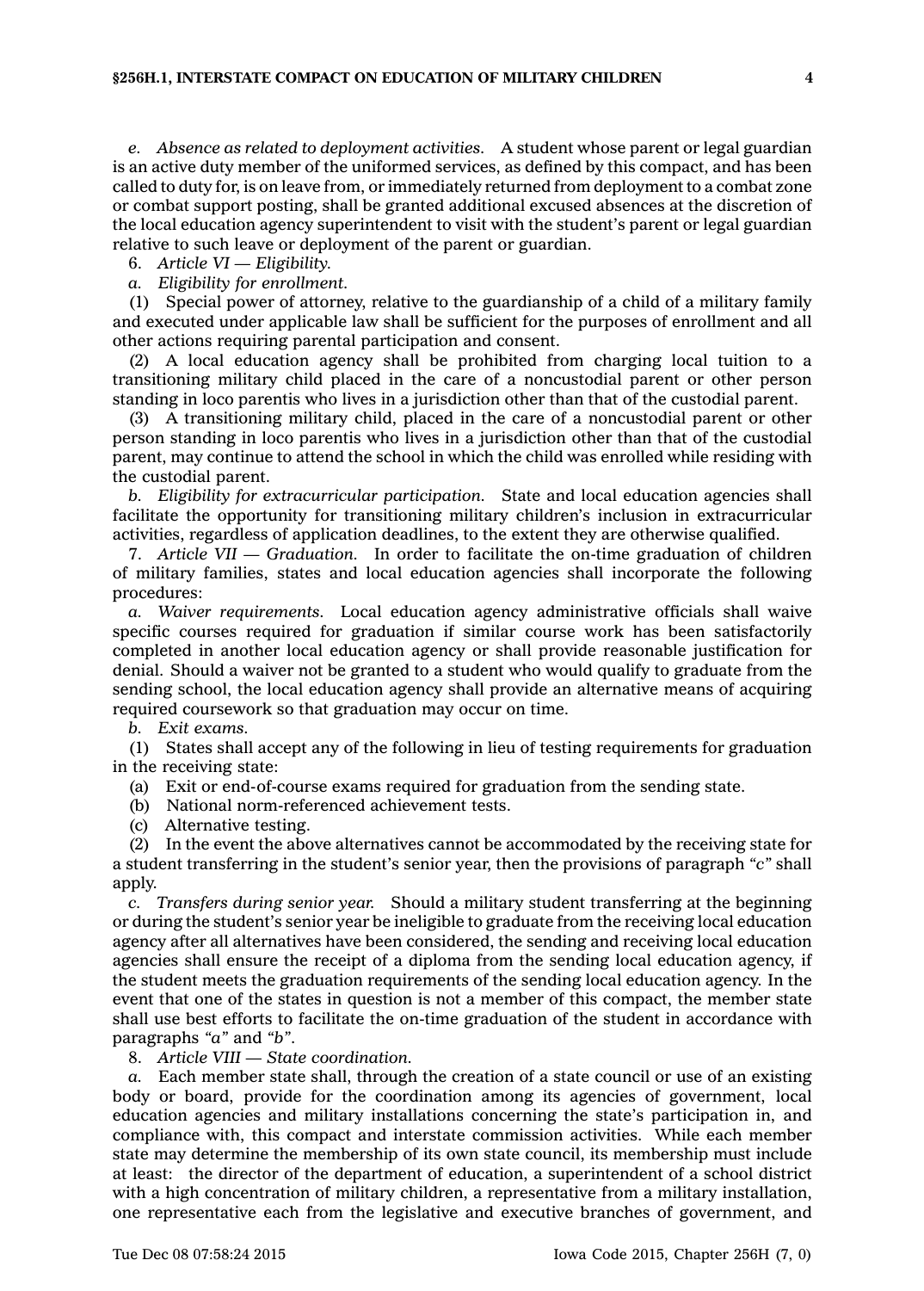*e. Absence as related to deployment activities.* A student whose parent or legal guardian is an active duty member of the uniformed services, as defined by this compact, and has been called to duty for, is on leave from, or immediately returned from deployment to a combat zone or combat support posting, shall be granted additional excused absences at the discretion of the local education agency superintendent to visit with the student's parent or legal guardian relative to such leave or deployment of the parent or guardian.

6. *Article VI — Eligibility.*

*a. Eligibility for enrollment.*

(1) Special power of attorney, relative to the guardianship of a child of a military family and executed under applicable law shall be sufficient for the purposes of enrollment and all other actions requiring parental participation and consent.

(2) A local education agency shall be prohibited from charging local tuition to a transitioning military child placed in the care of a noncustodial parent or other person standing in loco parentis who lives in a jurisdiction other than that of the custodial parent.

(3) A transitioning military child, placed in the care of a noncustodial parent or other person standing in loco parentis who lives in a jurisdiction other than that of the custodial parent, may continue to attend the school in which the child was enrolled while residing with the custodial parent.

*b. Eligibility for extracurricular participation.* State and local education agencies shall facilitate the opportunity for transitioning military children's inclusion in extracurricular activities, regardless of application deadlines, to the extent they are otherwise qualified.

7. *Article VII — Graduation.* In order to facilitate the on-time graduation of children of military families, states and local education agencies shall incorporate the following procedures:

*a. Waiver requirements.* Local education agency administrative officials shall waive specific courses required for graduation if similar course work has been satisfactorily completed in another local education agency or shall provide reasonable justification for denial. Should a waiver not be granted to a student who would qualify to graduate from the sending school, the local education agency shall provide an alternative means of acquiring required coursework so that graduation may occur on time.

*b. Exit exams.*

(1) States shall accept any of the following in lieu of testing requirements for graduation in the receiving state:

(a) Exit or end-of-course exams required for graduation from the sending state.

(b) National norm-referenced achievement tests.

(c) Alternative testing.

(2) In the event the above alternatives cannot be accommodated by the receiving state for a student transferring in the student's senior year, then the provisions of paragraph *"c"* shall apply.

*c. Transfers during senior year.* Should a military student transferring at the beginning or during the student's senior year be ineligible to graduate from the receiving local education agency after all alternatives have been considered, the sending and receiving local education agencies shall ensure the receipt of a diploma from the sending local education agency, if the student meets the graduation requirements of the sending local education agency. In the event that one of the states in question is not a member of this compact, the member state shall use best efforts to facilitate the on-time graduation of the student in accordance with paragraphs *"a"* and *"b"*.

8. *Article VIII — State coordination.*

*a.* Each member state shall, through the creation of a state council or use of an existing body or board, provide for the coordination among its agencies of government, local education agencies and military installations concerning the state's participation in, and compliance with, this compact and interstate commission activities. While each member state may determine the membership of its own state council, its membership must include at least: the director of the department of education, a superintendent of a school district with a high concentration of military children, a representative from a military installation, one representative each from the legislative and executive branches of government, and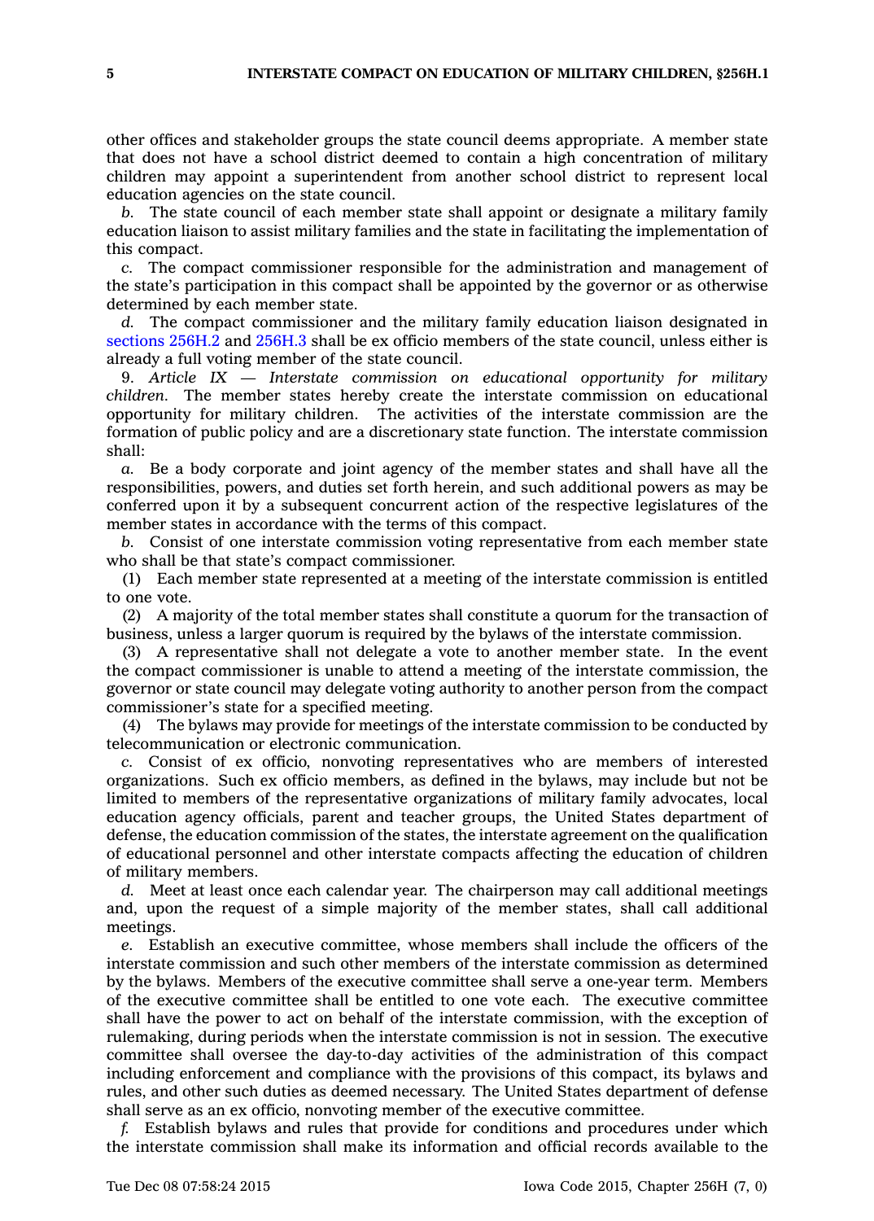other offices and stakeholder groups the state council deems appropriate. A member state that does not have a school district deemed to contain a high concentration of military children may appoint a superintendent from another school district to represent local education agencies on the state council.

*b.* The state council of each member state shall appoint or designate a military family education liaison to assist military families and the state in facilitating the implementation of this compact.

*c.* The compact commissioner responsible for the administration and management of the state's participation in this compact shall be appointed by the governor or as otherwise determined by each member state.

*d.* The compact commissioner and the military family education liaison designated in sections 256H.2 and 256H.3 shall be ex officio members of the state council, unless either is already a full voting member of the state council.

9. *Article IX — Interstate commission on educational opportunity for military children.* The member states hereby create the interstate commission on educational opportunity for military children. The activities of the interstate commission are the formation of public policy and are a discretionary state function. The interstate commission shall:

*a.* Be a body corporate and joint agency of the member states and shall have all the responsibilities, powers, and duties set forth herein, and such additional powers as may be conferred upon it by a subsequent concurrent action of the respective legislatures of the member states in accordance with the terms of this compact.

*b.* Consist of one interstate commission voting representative from each member state who shall be that state's compact commissioner.

(1) Each member state represented at a meeting of the interstate commission is entitled to one vote.

(2) A majority of the total member states shall constitute a quorum for the transaction of business, unless a larger quorum is required by the bylaws of the interstate commission.

(3) A representative shall not delegate a vote to another member state. In the event the compact commissioner is unable to attend a meeting of the interstate commission, the governor or state council may delegate voting authority to another person from the compact commissioner's state for a specified meeting.

(4) The bylaws may provide for meetings of the interstate commission to be conducted by telecommunication or electronic communication.

*c.* Consist of ex officio, nonvoting representatives who are members of interested organizations. Such ex officio members, as defined in the bylaws, may include but not be limited to members of the representative organizations of military family advocates, local education agency officials, parent and teacher groups, the United States department of defense, the education commission of the states, the interstate agreement on the qualification of educational personnel and other interstate compacts affecting the education of children of military members.

*d.* Meet at least once each calendar year. The chairperson may call additional meetings and, upon the request of a simple majority of the member states, shall call additional meetings.

*e.* Establish an executive committee, whose members shall include the officers of the interstate commission and such other members of the interstate commission as determined by the bylaws. Members of the executive committee shall serve a one-year term. Members of the executive committee shall be entitled to one vote each. The executive committee shall have the power to act on behalf of the interstate commission, with the exception of rulemaking, during periods when the interstate commission is not in session. The executive committee shall oversee the day-to-day activities of the administration of this compact including enforcement and compliance with the provisions of this compact, its bylaws and rules, and other such duties as deemed necessary. The United States department of defense shall serve as an ex officio, nonvoting member of the executive committee.

*f.* Establish bylaws and rules that provide for conditions and procedures under which the interstate commission shall make its information and official records available to the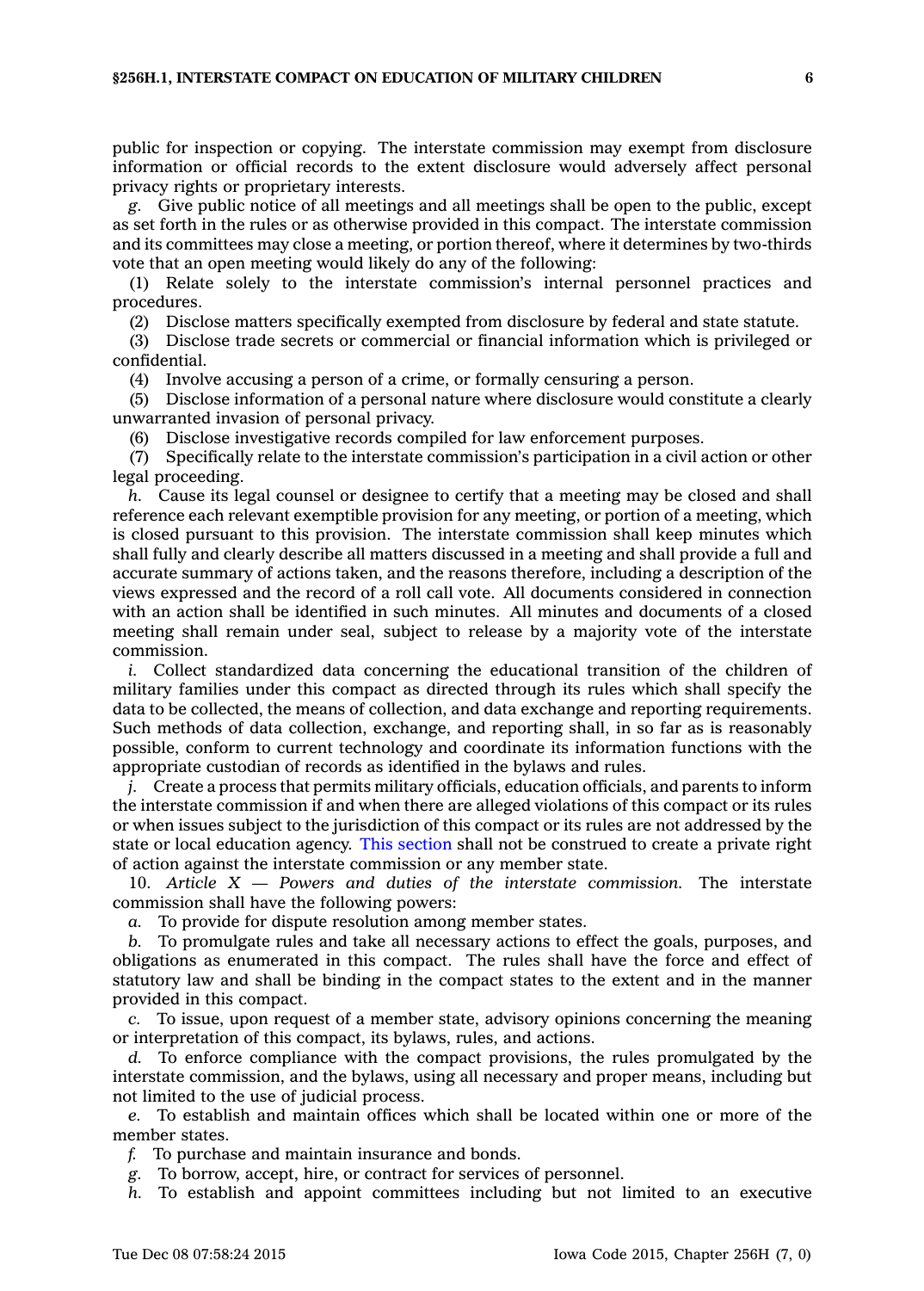public for inspection or copying. The interstate commission may exempt from disclosure information or official records to the extent disclosure would adversely affect personal privacy rights or proprietary interests.

*g.* Give public notice of all meetings and all meetings shall be open to the public, except as set forth in the rules or as otherwise provided in this compact. The interstate commission and its committees may close a meeting, or portion thereof, where it determines by two-thirds vote that an open meeting would likely do any of the following:

(1) Relate solely to the interstate commission's internal personnel practices and procedures.

(2) Disclose matters specifically exempted from disclosure by federal and state statute.

(3) Disclose trade secrets or commercial or financial information which is privileged or confidential.

(4) Involve accusing a person of a crime, or formally censuring a person.

(5) Disclose information of a personal nature where disclosure would constitute a clearly unwarranted invasion of personal privacy.

(6) Disclose investigative records compiled for law enforcement purposes.

(7) Specifically relate to the interstate commission's participation in a civil action or other legal proceeding.

*h.* Cause its legal counsel or designee to certify that a meeting may be closed and shall reference each relevant exemptible provision for any meeting, or portion of a meeting, which is closed pursuant to this provision. The interstate commission shall keep minutes which shall fully and clearly describe all matters discussed in a meeting and shall provide a full and accurate summary of actions taken, and the reasons therefore, including a description of the views expressed and the record of a roll call vote. All documents considered in connection with an action shall be identified in such minutes. All minutes and documents of a closed meeting shall remain under seal, subject to release by a majority vote of the interstate commission.

*i.* Collect standardized data concerning the educational transition of the children of military families under this compact as directed through its rules which shall specify the data to be collected, the means of collection, and data exchange and reporting requirements. Such methods of data collection, exchange, and reporting shall, in so far as is reasonably possible, conform to current technology and coordinate its information functions with the appropriate custodian of records as identified in the bylaws and rules.

*j.* Create a process that permits military officials, education officials, and parents to inform the interstate commission if and when there are alleged violations of this compact or its rules or when issues subject to the jurisdiction of this compact or its rules are not addressed by the state or local education agency. This section shall not be construed to create a private right of action against the interstate commission or any member state.

10. *Article X — Powers and duties of the interstate commission.* The interstate commission shall have the following powers:

*a.* To provide for dispute resolution among member states.

*b.* To promulgate rules and take all necessary actions to effect the goals, purposes, and obligations as enumerated in this compact. The rules shall have the force and effect of statutory law and shall be binding in the compact states to the extent and in the manner provided in this compact.

*c.* To issue, upon request of a member state, advisory opinions concerning the meaning or interpretation of this compact, its bylaws, rules, and actions.

*d.* To enforce compliance with the compact provisions, the rules promulgated by the interstate commission, and the bylaws, using all necessary and proper means, including but not limited to the use of judicial process.

*e.* To establish and maintain offices which shall be located within one or more of the member states.

*f.* To purchase and maintain insurance and bonds.

*g.* To borrow, accept, hire, or contract for services of personnel.

*h.* To establish and appoint committees including but not limited to an executive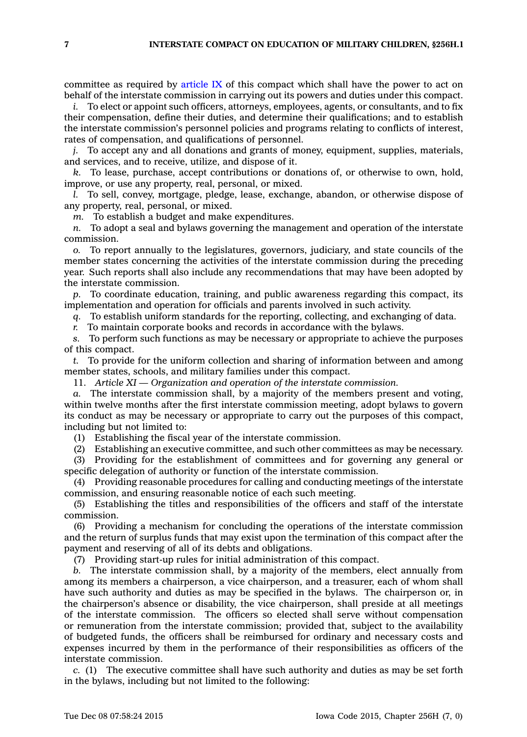committee as required by article IX of this compact which shall have the power to act on behalf of the interstate commission in carrying out its powers and duties under this compact.

*i.* To elect or appoint such officers, attorneys, employees, agents, or consultants, and to fix their compensation, define their duties, and determine their qualifications; and to establish the interstate commission's personnel policies and programs relating to conflicts of interest, rates of compensation, and qualifications of personnel.

*j.* To accept any and all donations and grants of money, equipment, supplies, materials, and services, and to receive, utilize, and dispose of it.

*k.* To lease, purchase, accept contributions or donations of, or otherwise to own, hold, improve, or use any property, real, personal, or mixed.

*l.* To sell, convey, mortgage, pledge, lease, exchange, abandon, or otherwise dispose of any property, real, personal, or mixed.

*m.* To establish a budget and make expenditures.

*n.* To adopt a seal and bylaws governing the management and operation of the interstate commission.

*o.* To report annually to the legislatures, governors, judiciary, and state councils of the member states concerning the activities of the interstate commission during the preceding year. Such reports shall also include any recommendations that may have been adopted by the interstate commission.

*p.* To coordinate education, training, and public awareness regarding this compact, its implementation and operation for officials and parents involved in such activity.

*q.* To establish uniform standards for the reporting, collecting, and exchanging of data.

*r.* To maintain corporate books and records in accordance with the bylaws.

*s.* To perform such functions as may be necessary or appropriate to achieve the purposes of this compact.

*t.* To provide for the uniform collection and sharing of information between and among member states, schools, and military families under this compact.

11. *Article XI — Organization and operation of the interstate commission.*

*a.* The interstate commission shall, by a majority of the members present and voting, within twelve months after the first interstate commission meeting, adopt bylaws to govern its conduct as may be necessary or appropriate to carry out the purposes of this compact, including but not limited to:

(1) Establishing the fiscal year of the interstate commission.

(2) Establishing an executive committee, and such other committees as may be necessary.

(3) Providing for the establishment of committees and for governing any general or specific delegation of authority or function of the interstate commission.

(4) Providing reasonable procedures for calling and conducting meetings of the interstate commission, and ensuring reasonable notice of each such meeting.

(5) Establishing the titles and responsibilities of the officers and staff of the interstate commission.

(6) Providing a mechanism for concluding the operations of the interstate commission and the return of surplus funds that may exist upon the termination of this compact after the payment and reserving of all of its debts and obligations.

(7) Providing start-up rules for initial administration of this compact.

*b.* The interstate commission shall, by a majority of the members, elect annually from among its members a chairperson, a vice chairperson, and a treasurer, each of whom shall have such authority and duties as may be specified in the bylaws. The chairperson or, in the chairperson's absence or disability, the vice chairperson, shall preside at all meetings of the interstate commission. The officers so elected shall serve without compensation or remuneration from the interstate commission; provided that, subject to the availability of budgeted funds, the officers shall be reimbursed for ordinary and necessary costs and expenses incurred by them in the performance of their responsibilities as officers of the interstate commission.

*c.* (1) The executive committee shall have such authority and duties as may be set forth in the bylaws, including but not limited to the following: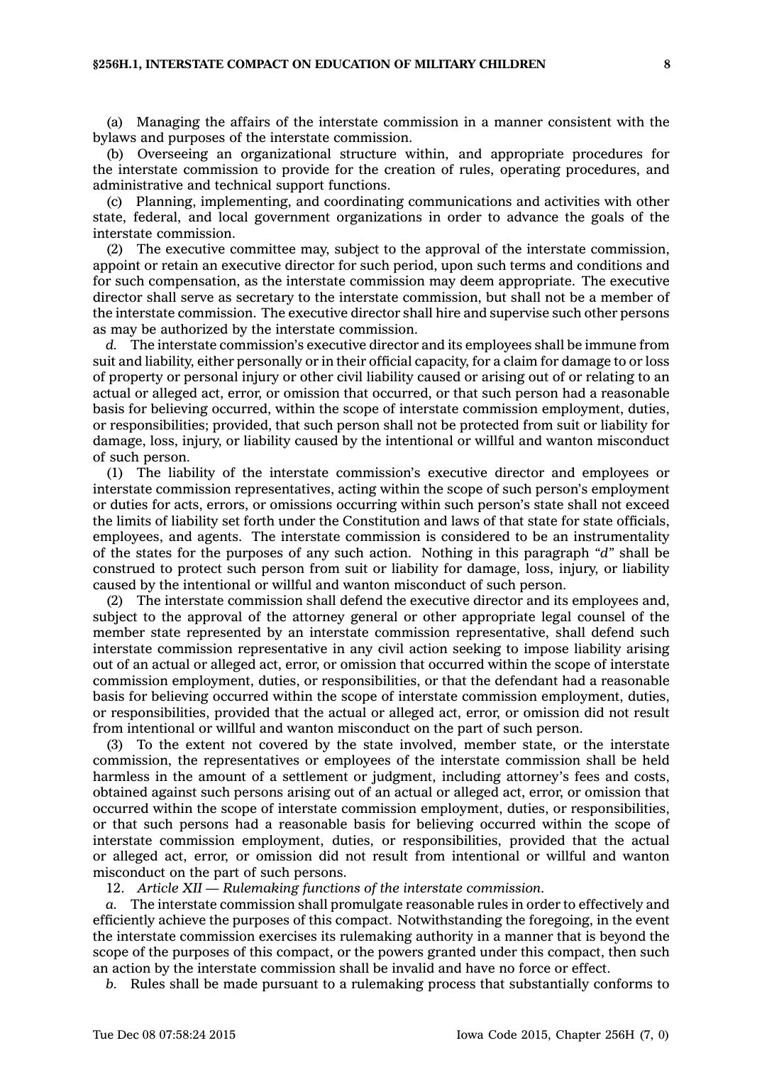(a) Managing the affairs of the interstate commission in a manner consistent with the bylaws and purposes of the interstate commission.

(b) Overseeing an organizational structure within, and appropriate procedures for the interstate commission to provide for the creation of rules, operating procedures, and administrative and technical support functions.

(c) Planning, implementing, and coordinating communications and activities with other state, federal, and local government organizations in order to advance the goals of the interstate commission.

(2) The executive committee may, subject to the approval of the interstate commission, appoint or retain an executive director for such period, upon such terms and conditions and for such compensation, as the interstate commission may deem appropriate. The executive director shall serve as secretary to the interstate commission, but shall not be a member of the interstate commission. The executive director shall hire and supervise such other persons as may be authorized by the interstate commission.

*d.* The interstate commission's executive director and its employees shall be immune from suit and liability, either personally or in their official capacity, for a claim for damage to or loss of property or personal injury or other civil liability caused or arising out of or relating to an actual or alleged act, error, or omission that occurred, or that such person had a reasonable basis for believing occurred, within the scope of interstate commission employment, duties, or responsibilities; provided, that such person shall not be protected from suit or liability for damage, loss, injury, or liability caused by the intentional or willful and wanton misconduct of such person.

(1) The liability of the interstate commission's executive director and employees or interstate commission representatives, acting within the scope of such person's employment or duties for acts, errors, or omissions occurring within such person's state shall not exceed the limits of liability set forth under the Constitution and laws of that state for state officials, employees, and agents. The interstate commission is considered to be an instrumentality of the states for the purposes of any such action. Nothing in this paragraph *"d"* shall be construed to protect such person from suit or liability for damage, loss, injury, or liability caused by the intentional or willful and wanton misconduct of such person.

(2) The interstate commission shall defend the executive director and its employees and, subject to the approval of the attorney general or other appropriate legal counsel of the member state represented by an interstate commission representative, shall defend such interstate commission representative in any civil action seeking to impose liability arising out of an actual or alleged act, error, or omission that occurred within the scope of interstate commission employment, duties, or responsibilities, or that the defendant had a reasonable basis for believing occurred within the scope of interstate commission employment, duties, or responsibilities, provided that the actual or alleged act, error, or omission did not result from intentional or willful and wanton misconduct on the part of such person.

(3) To the extent not covered by the state involved, member state, or the interstate commission, the representatives or employees of the interstate commission shall be held harmless in the amount of a settlement or judgment, including attorney's fees and costs, obtained against such persons arising out of an actual or alleged act, error, or omission that occurred within the scope of interstate commission employment, duties, or responsibilities, or that such persons had a reasonable basis for believing occurred within the scope of interstate commission employment, duties, or responsibilities, provided that the actual or alleged act, error, or omission did not result from intentional or willful and wanton misconduct on the part of such persons.

12. *Article XII — Rulemaking functions of the interstate commission.*

*a.* The interstate commission shall promulgate reasonable rules in order to effectively and efficiently achieve the purposes of this compact. Notwithstanding the foregoing, in the event the interstate commission exercises its rulemaking authority in a manner that is beyond the scope of the purposes of this compact, or the powers granted under this compact, then such an action by the interstate commission shall be invalid and have no force or effect.

*b.* Rules shall be made pursuant to a rulemaking process that substantially conforms to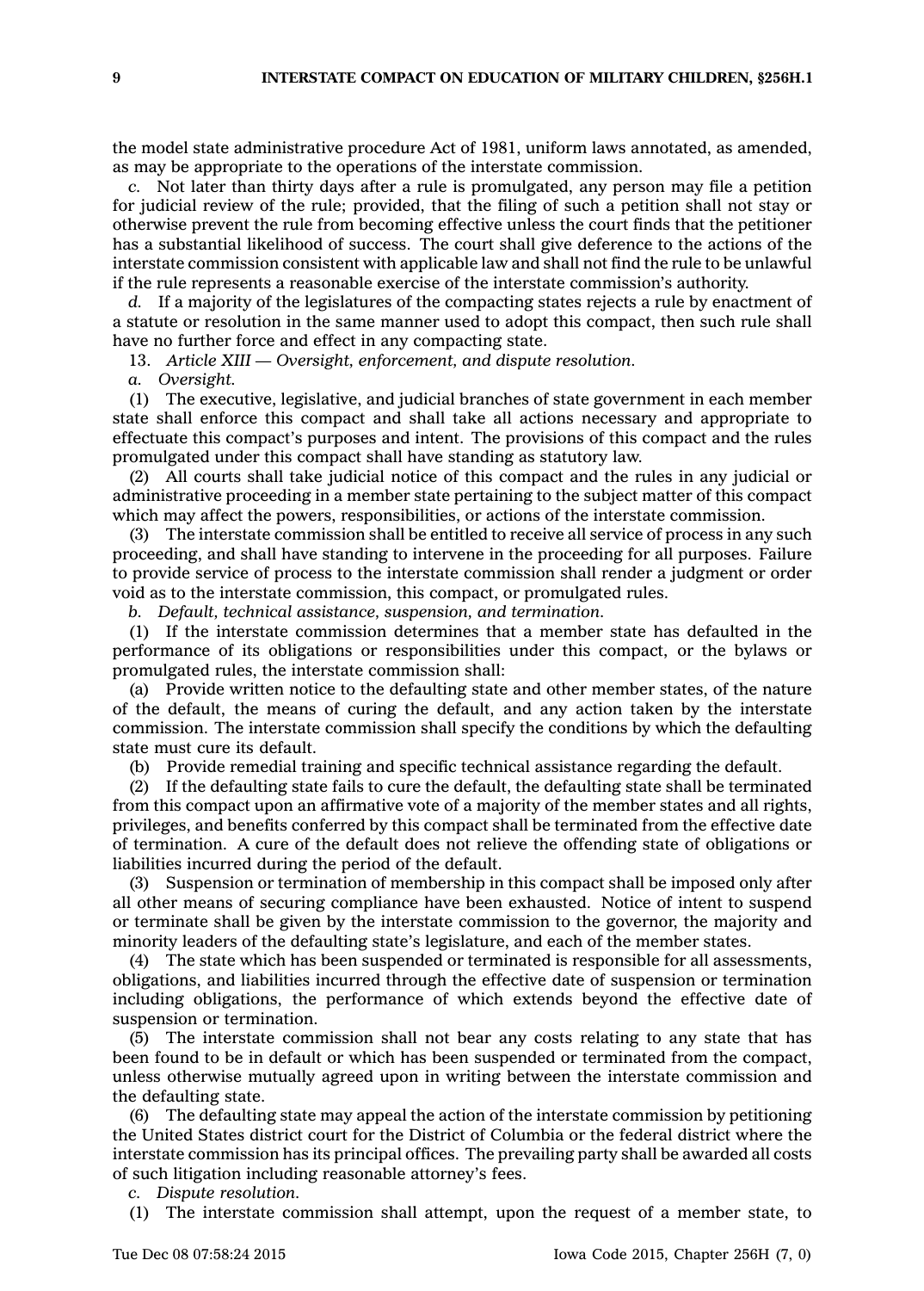the model state administrative procedure Act of 1981, uniform laws annotated, as amended, as may be appropriate to the operations of the interstate commission.

*c.* Not later than thirty days after a rule is promulgated, any person may file a petition for judicial review of the rule; provided, that the filing of such a petition shall not stay or otherwise prevent the rule from becoming effective unless the court finds that the petitioner has a substantial likelihood of success. The court shall give deference to the actions of the interstate commission consistent with applicable law and shall not find the rule to be unlawful if the rule represents a reasonable exercise of the interstate commission's authority.

*d.* If a majority of the legislatures of the compacting states rejects a rule by enactment of a statute or resolution in the same manner used to adopt this compact, then such rule shall have no further force and effect in any compacting state.

13. *Article XIII — Oversight, enforcement, and dispute resolution.*

*a. Oversight.*

(1) The executive, legislative, and judicial branches of state government in each member state shall enforce this compact and shall take all actions necessary and appropriate to effectuate this compact's purposes and intent. The provisions of this compact and the rules promulgated under this compact shall have standing as statutory law.

(2) All courts shall take judicial notice of this compact and the rules in any judicial or administrative proceeding in a member state pertaining to the subject matter of this compact which may affect the powers, responsibilities, or actions of the interstate commission.

(3) The interstate commission shall be entitled to receive all service of process in any such proceeding, and shall have standing to intervene in the proceeding for all purposes. Failure to provide service of process to the interstate commission shall render a judgment or order void as to the interstate commission, this compact, or promulgated rules.

*b. Default, technical assistance, suspension, and termination.*

(1) If the interstate commission determines that a member state has defaulted in the performance of its obligations or responsibilities under this compact, or the bylaws or promulgated rules, the interstate commission shall:

(a) Provide written notice to the defaulting state and other member states, of the nature of the default, the means of curing the default, and any action taken by the interstate commission. The interstate commission shall specify the conditions by which the defaulting state must cure its default.

(b) Provide remedial training and specific technical assistance regarding the default.

(2) If the defaulting state fails to cure the default, the defaulting state shall be terminated from this compact upon an affirmative vote of a majority of the member states and all rights, privileges, and benefits conferred by this compact shall be terminated from the effective date of termination. A cure of the default does not relieve the offending state of obligations or liabilities incurred during the period of the default.

(3) Suspension or termination of membership in this compact shall be imposed only after all other means of securing compliance have been exhausted. Notice of intent to suspend or terminate shall be given by the interstate commission to the governor, the majority and minority leaders of the defaulting state's legislature, and each of the member states.

(4) The state which has been suspended or terminated is responsible for all assessments, obligations, and liabilities incurred through the effective date of suspension or termination including obligations, the performance of which extends beyond the effective date of suspension or termination.

(5) The interstate commission shall not bear any costs relating to any state that has been found to be in default or which has been suspended or terminated from the compact, unless otherwise mutually agreed upon in writing between the interstate commission and the defaulting state.

(6) The defaulting state may appeal the action of the interstate commission by petitioning the United States district court for the District of Columbia or the federal district where the interstate commission has its principal offices. The prevailing party shall be awarded all costs of such litigation including reasonable attorney's fees.

*c. Dispute resolution.*

(1) The interstate commission shall attempt, upon the request of a member state, to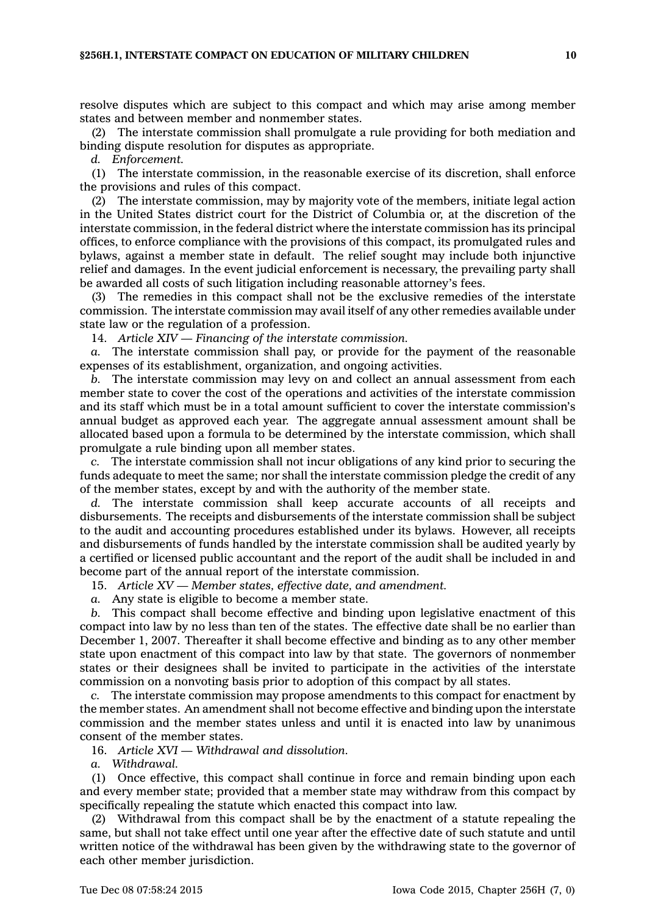resolve disputes which are subject to this compact and which may arise among member states and between member and nonmember states.

(2) The interstate commission shall promulgate a rule providing for both mediation and binding dispute resolution for disputes as appropriate.

*d. Enforcement.*

(1) The interstate commission, in the reasonable exercise of its discretion, shall enforce the provisions and rules of this compact.

(2) The interstate commission, may by majority vote of the members, initiate legal action in the United States district court for the District of Columbia or, at the discretion of the interstate commission, in the federal district where the interstate commission has its principal offices, to enforce compliance with the provisions of this compact, its promulgated rules and bylaws, against a member state in default. The relief sought may include both injunctive relief and damages. In the event judicial enforcement is necessary, the prevailing party shall be awarded all costs of such litigation including reasonable attorney's fees.

(3) The remedies in this compact shall not be the exclusive remedies of the interstate commission. The interstate commission may avail itself of any other remedies available under state law or the regulation of a profession.

14. *Article XIV — Financing of the interstate commission.*

*a.* The interstate commission shall pay, or provide for the payment of the reasonable expenses of its establishment, organization, and ongoing activities.

*b.* The interstate commission may levy on and collect an annual assessment from each member state to cover the cost of the operations and activities of the interstate commission and its staff which must be in a total amount sufficient to cover the interstate commission's annual budget as approved each year. The aggregate annual assessment amount shall be allocated based upon a formula to be determined by the interstate commission, which shall promulgate a rule binding upon all member states.

*c.* The interstate commission shall not incur obligations of any kind prior to securing the funds adequate to meet the same; nor shall the interstate commission pledge the credit of any of the member states, except by and with the authority of the member state.

*d.* The interstate commission shall keep accurate accounts of all receipts and disbursements. The receipts and disbursements of the interstate commission shall be subject to the audit and accounting procedures established under its bylaws. However, all receipts and disbursements of funds handled by the interstate commission shall be audited yearly by a certified or licensed public accountant and the report of the audit shall be included in and become part of the annual report of the interstate commission.

15. *Article XV — Member states, effective date, and amendment.*

*a.* Any state is eligible to become a member state.

*b.* This compact shall become effective and binding upon legislative enactment of this compact into law by no less than ten of the states. The effective date shall be no earlier than December 1, 2007. Thereafter it shall become effective and binding as to any other member state upon enactment of this compact into law by that state. The governors of nonmember states or their designees shall be invited to participate in the activities of the interstate commission on a nonvoting basis prior to adoption of this compact by all states.

*c.* The interstate commission may propose amendments to this compact for enactment by the member states. An amendment shall not become effective and binding upon the interstate commission and the member states unless and until it is enacted into law by unanimous consent of the member states.

16. *Article XVI — Withdrawal and dissolution.*

*a. Withdrawal.*

(1) Once effective, this compact shall continue in force and remain binding upon each and every member state; provided that a member state may withdraw from this compact by specifically repealing the statute which enacted this compact into law.

(2) Withdrawal from this compact shall be by the enactment of a statute repealing the same, but shall not take effect until one year after the effective date of such statute and until written notice of the withdrawal has been given by the withdrawing state to the governor of each other member jurisdiction.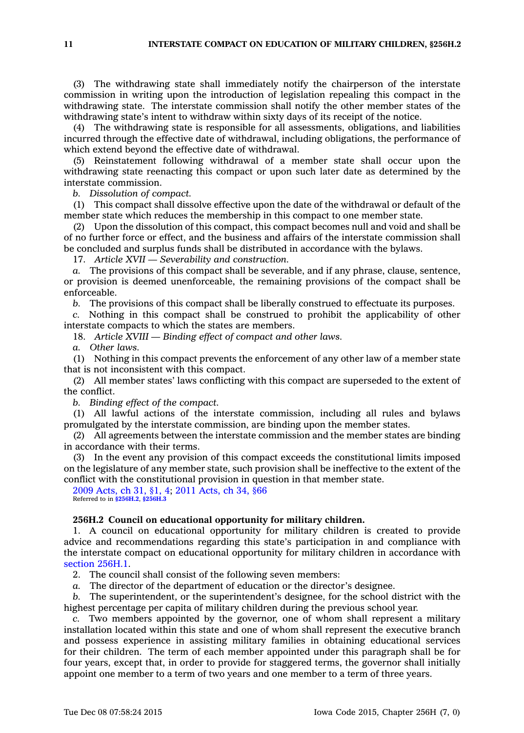(3) The withdrawing state shall immediately notify the chairperson of the interstate commission in writing upon the introduction of legislation repealing this compact in the withdrawing state. The interstate commission shall notify the other member states of the withdrawing state's intent to withdraw within sixty days of its receipt of the notice.

(4) The withdrawing state is responsible for all assessments, obligations, and liabilities incurred through the effective date of withdrawal, including obligations, the performance of which extend beyond the effective date of withdrawal.

(5) Reinstatement following withdrawal of a member state shall occur upon the withdrawing state reenacting this compact or upon such later date as determined by the interstate commission.

*b. Dissolution of compact.*

(1) This compact shall dissolve effective upon the date of the withdrawal or default of the member state which reduces the membership in this compact to one member state.

(2) Upon the dissolution of this compact, this compact becomes null and void and shall be of no further force or effect, and the business and affairs of the interstate commission shall be concluded and surplus funds shall be distributed in accordance with the bylaws.

17. *Article XVII — Severability and construction.*

*a.* The provisions of this compact shall be severable, and if any phrase, clause, sentence, or provision is deemed unenforceable, the remaining provisions of the compact shall be enforceable.

*b.* The provisions of this compact shall be liberally construed to effectuate its purposes.

*c.* Nothing in this compact shall be construed to prohibit the applicability of other interstate compacts to which the states are members.

18. *Article XVIII — Binding effect of compact and other laws.*

*a. Other laws.*

(1) Nothing in this compact prevents the enforcement of any other law of a member state that is not inconsistent with this compact.

(2) All member states' laws conflicting with this compact are superseded to the extent of the conflict.

*b. Binding effect of the compact.*

(1) All lawful actions of the interstate commission, including all rules and bylaws promulgated by the interstate commission, are binding upon the member states.

(2) All agreements between the interstate commission and the member states are binding in accordance with their terms.

(3) In the event any provision of this compact exceeds the constitutional limits imposed on the legislature of any member state, such provision shall be ineffective to the extent of the conflict with the constitutional provision in question in that member state.

2009 Acts, ch 31, §1, 4; 2011 Acts, ch 34, §66
Referred to in **§256H.2**, **§256H.3**

**256H.2 Council on educational opportunity for military children.**

1. A council on educational opportunity for military children is created to provide advice and recommendations regarding this state's participation in and compliance with the interstate compact on educational opportunity for military children in accordance with section 256H.1.

2. The council shall consist of the following seven members:

*a.* The director of the department of education or the director's designee.

*b.* The superintendent, or the superintendent's designee, for the school district with the highest percentage per capita of military children during the previous school year.

*c.* Two members appointed by the governor, one of whom shall represent a military installation located within this state and one of whom shall represent the executive branch and possess experience in assisting military families in obtaining educational services for their children. The term of each member appointed under this paragraph shall be for four years, except that, in order to provide for staggered terms, the governor shall initially appoint one member to a term of two years and one member to a term of three years.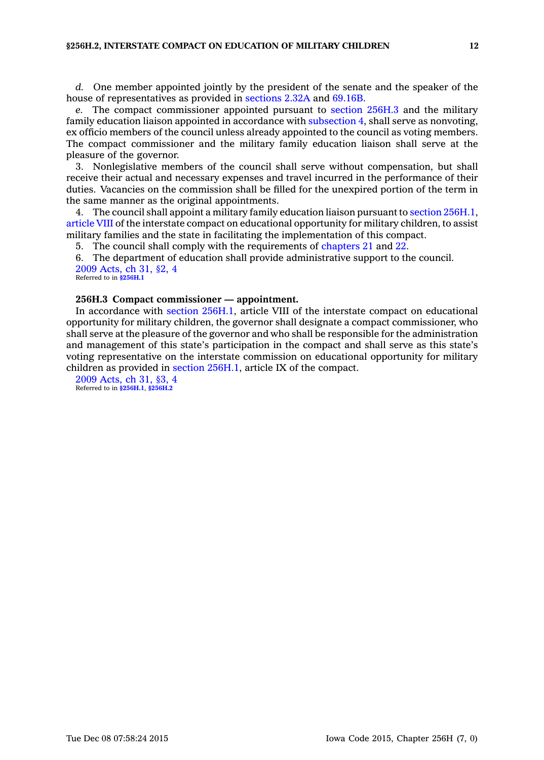*d.* One member appointed jointly by the president of the senate and the speaker of the house of representatives as provided in sections 2.32A and 69.16B.

*e.* The compact commissioner appointed pursuant to section 256H.3 and the military family education liaison appointed in accordance with subsection 4, shall serve as nonvoting, ex officio members of the council unless already appointed to the council as voting members. The compact commissioner and the military family education liaison shall serve at the pleasure of the governor.

3. Nonlegislative members of the council shall serve without compensation, but shall receive their actual and necessary expenses and travel incurred in the performance of their duties. Vacancies on the commission shall be filled for the unexpired portion of the term in the same manner as the original appointments.

4. The council shall appoint a military family education liaison pursuant to section 256H.1, article VIII of the interstate compact on educational opportunity for military children, to assist military families and the state in facilitating the implementation of this compact.

5. The council shall comply with the requirements of chapters 21 and 22.

6. The department of education shall provide administrative support to the council.

2009 Acts, ch 31, §2, 4
Referred to in §256H.1

**256H.3 Compact commissioner — appointment.**

In accordance with section 256H.1, article VIII of the interstate compact on educational opportunity for military children, the governor shall designate a compact commissioner, who shall serve at the pleasure of the governor and who shall be responsible for the administration and management of this state's participation in the compact and shall serve as this state's voting representative on the interstate commission on educational opportunity for military children as provided in section 256H.1, article IX of the compact.

2009 Acts, ch 31, §3, 4
Referred to in §256H.1, §256H.2